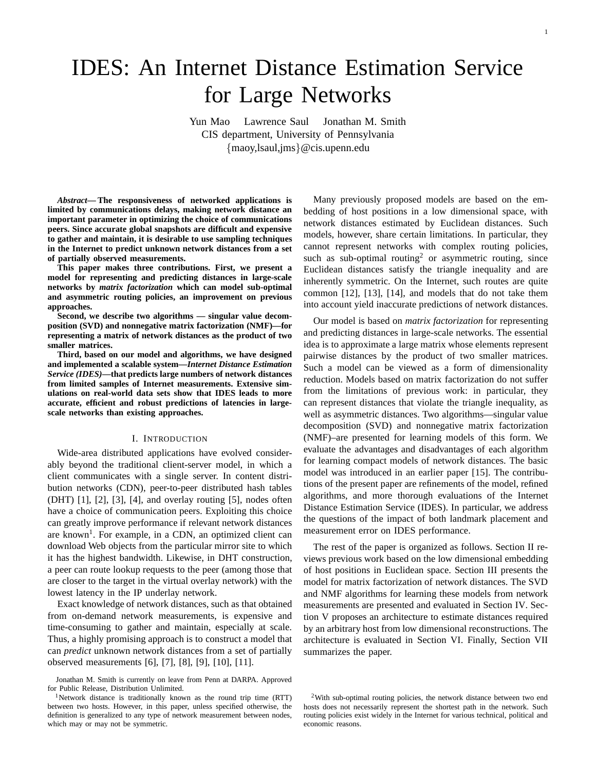# IDES: An Internet Distance Estimation Service for Large Networks

Yun Mao Lawrence Saul Jonathan M. Smith
CIS department, University of Pennsylvania
{maoy,lsaul,jms}@cis.upenn.edu

***Abstract*— The responsiveness of networked applications is limited by communications delays, making network distance an important parameter in optimizing the choice of communications peers. Since accurate global snapshots are difficult and expensive to gather and maintain, it is desirable to use sampling techniques in the Internet to predict unknown network distances from a set of partially observed measurements.**

**This paper makes three contributions. First, we present a model for representing and predicting distances in large-scale networks by *matrix factorization* which can model sub-optimal and asymmetric routing policies, an improvement on previous approaches.**

**Second, we describe two algorithms — singular value decomposition (SVD) and nonnegative matrix factorization (NMF)—for representing a matrix of network distances as the product of two smaller matrices.**

**Third, based on our model and algorithms, we have designed and implemented a scalable system—*Internet Distance Estimation Service (IDES)*—that predicts large numbers of network distances from limited samples of Internet measurements. Extensive simulations on real-world data sets show that IDES leads to more accurate, efficient and robust predictions of latencies in large-scale networks than existing approaches.**

## I. Introduction

Wide-area distributed applications have evolved considerably beyond the traditional client-server model, in which a client communicates with a single server. In content distribution networks (CDN), peer-to-peer distributed hash tables (DHT) [1], [2], [3], [4], and overlay routing [5], nodes often have a choice of communication peers. Exploiting this choice can greatly improve performance if relevant network distances are known[1]. For example, in a CDN, an optimized client can download Web objects from the particular mirror site to which it has the highest bandwidth. Likewise, in DHT construction, a peer can route lookup requests to the peer (among those that are closer to the target in the virtual overlay network) with the lowest latency in the IP underlay network.

Exact knowledge of network distances, such as that obtained from on-demand network measurements, is expensive and time-consuming to gather and maintain, especially at scale. Thus, a highly promising approach is to construct a model that can *predict* unknown network distances from a set of partially observed measurements [6], [7], [8], [9], [10], [11].

Many previously proposed models are based on the embedding of host positions in a low dimensional space, with network distances estimated by Euclidean distances. Such models, however, share certain limitations. In particular, they cannot represent networks with complex routing policies, such as sub-optimal routing[2] or asymmetric routing, since Euclidean distances satisfy the triangle inequality and are inherently symmetric. On the Internet, such routes are quite common [12], [13], [14], and models that do not take them into account yield inaccurate predictions of network distances.

Our model is based on *matrix factorization* for representing and predicting distances in large-scale networks. The essential idea is to approximate a large matrix whose elements represent pairwise distances by the product of two smaller matrices. Such a model can be viewed as a form of dimensionality reduction. Models based on matrix factorization do not suffer from the limitations of previous work: in particular, they can represent distances that violate the triangle inequality, as well as asymmetric distances. Two algorithms—singular value decomposition (SVD) and nonnegative matrix factorization (NMF)–are presented for learning models of this form. We evaluate the advantages and disadvantages of each algorithm for learning compact models of network distances. The basic model was introduced in an earlier paper [15]. The contributions of the present paper are refinements of the model, refined algorithms, and more thorough evaluations of the Internet Distance Estimation Service (IDES). In particular, we address the questions of the impact of both landmark placement and measurement error on IDES performance.

The rest of the paper is organized as follows. Section II reviews previous work based on the low dimensional embedding of host positions in Euclidean space. Section III presents the model for matrix factorization of network distances. The SVD and NMF algorithms for learning these models from network measurements are presented and evaluated in Section IV. Section V proposes an architecture to estimate distances required by an arbitrary host from low dimensional reconstructions. The architecture is evaluated in Section VI. Finally, Section VII summarizes the paper.

Jonathan M. Smith is currently on leave from Penn at DARPA. Approved for Public Release, Distribution Unlimited.

[1]Network distance is traditionally known as the round trip time (RTT) between two hosts. However, in this paper, unless specified otherwise, the definition is generalized to any type of network measurement between nodes, which may or may not be symmetric.

[2]With sub-optimal routing policies, the network distance between two end hosts does not necessarily represent the shortest path in the network. Such routing policies exist widely in the Internet for various technical, political and economic reasons.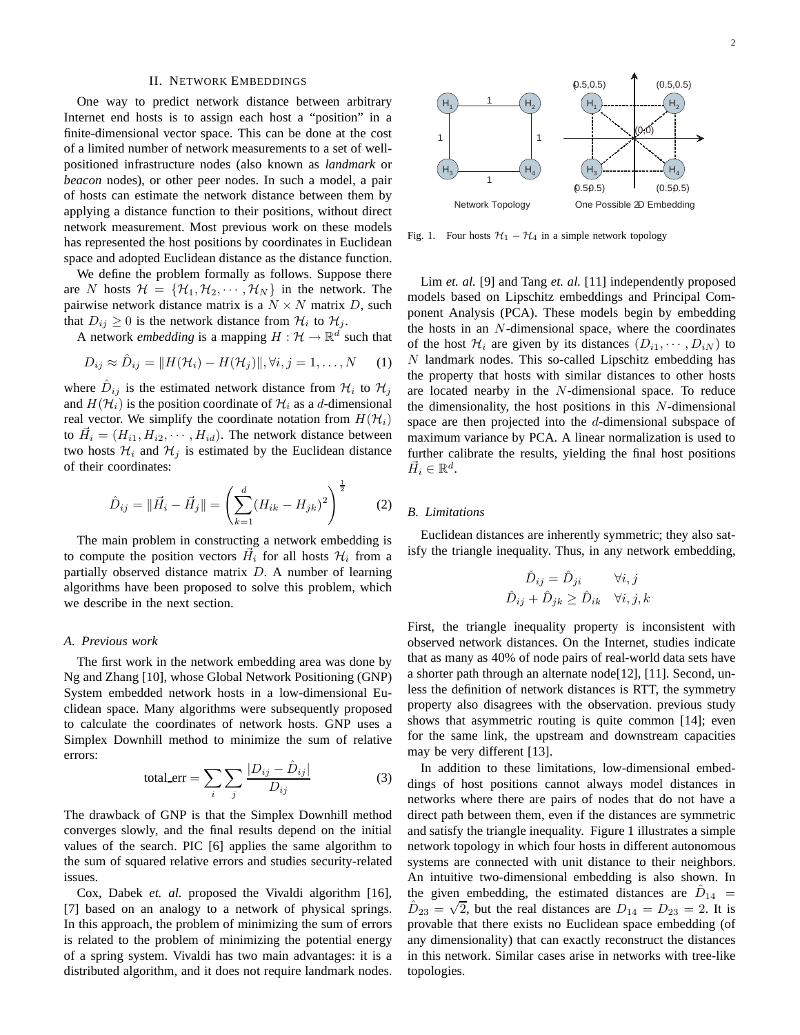## II. Network Embeddings

One way to predict network distance between arbitrary Internet end hosts is to assign each host a "position" in a finite-dimensional vector space. This can be done at the cost of a limited number of network measurements to a set of well-positioned infrastructure nodes (also known as *landmark* or *beacon* nodes), or other peer nodes. In such a model, a pair of hosts can estimate the network distance between them by applying a distance function to their positions, without direct network measurement. Most previous work on these models has represented the host positions by coordinates in Euclidean space and adopted Euclidean distance as the distance function.

We define the problem formally as follows. Suppose there are $N$ hosts $\mathcal{H} = \{\mathcal{H}_1, \mathcal{H}_2, \cdots, \mathcal{H}_N\}$ in the network. The pairwise network distance matrix is a $N \times N$ matrix $D$, such that $D_{ij} \geq 0$ is the network distance from $\mathcal{H}_i$ to $\mathcal{H}_j$.

A network *embedding* is a mapping $H : \mathcal{H} \to \mathbb{R}^d$ such that

$$D_{ij} \approx \hat{D}_{ij} = \|H(\mathcal{H}_i) - H(\mathcal{H}_j)\|, \forall i, j = 1, \ldots, N \quad (1)$$

where $\hat{D}_{ij}$ is the estimated network distance from $\mathcal{H}_i$ to $\mathcal{H}_j$ and $H(\mathcal{H}_i)$ is the position coordinate of $\mathcal{H}_i$ as a $d$-dimensional real vector. We simplify the coordinate notation from $H(\mathcal{H}_i)$ to $\vec{H}_i = (H_{i1}, H_{i2}, \cdots, H_{id})$. The network distance between two hosts $\mathcal{H}_i$ and $\mathcal{H}_j$ is estimated by the Euclidean distance of their coordinates:

$$\hat{D}_{ij} = \|\vec{H}_i - \vec{H}_j\| = \left( \sum_{k=1}^{d} (H_{ik} - H_{jk})^2 \right)^{\frac{1}{2}} \quad (2)$$

The main problem in constructing a network embedding is to compute the position vectors $\vec{H}_i$ for all hosts $\mathcal{H}_i$ from a partially observed distance matrix $D$. A number of learning algorithms have been proposed to solve this problem, which we describe in the next section.

### A. Previous work

The first work in the network embedding area was done by Ng and Zhang [10], whose Global Network Positioning (GNP) System embedded network hosts in a low-dimensional Euclidean space. Many algorithms were subsequently proposed to calculate the coordinates of network hosts. GNP uses a Simplex Downhill method to minimize the sum of relative errors:

$$\text{total\_err} = \sum_i \sum_j \frac{|D_{ij} - \hat{D}_{ij}|}{D_{ij}} \quad (3)$$

The drawback of GNP is that the Simplex Downhill method converges slowly, and the final results depend on the initial values of the search. PIC [6] applies the same algorithm to the sum of squared relative errors and studies security-related issues.

Cox, Dabek *et. al.* proposed the Vivaldi algorithm [16], [7] based on an analogy to a network of physical springs. In this approach, the problem of minimizing the sum of errors is related to the problem of minimizing the potential energy of a spring system. Vivaldi has two main advantages: it is a distributed algorithm, and it does not require landmark nodes.

Fig. 1. Four hosts $\mathcal{H}_1 - \mathcal{H}_4$ in a simple network topology

Lim *et. al.* [9] and Tang *et. al.* [11] independently proposed models based on Lipschitz embeddings and Principal Component Analysis (PCA). These models begin by embedding the hosts in an $N$-dimensional space, where the coordinates of the host $\mathcal{H}_i$ are given by its distances $(D_{i1}, \cdots, D_{iN})$ to $N$ landmark nodes. This so-called Lipschitz embedding has the property that hosts with similar distances to other hosts are located nearby in the $N$-dimensional space. To reduce the dimensionality, the host positions in this $N$-dimensional space are then projected into the $d$-dimensional subspace of maximum variance by PCA. A linear normalization is used to further calibrate the results, yielding the final host positions $\vec{H}_i \in \mathbb{R}^d$.

### B. Limitations

Euclidean distances are inherently symmetric; they also satisfy the triangle inequality. Thus, in any network embedding,

$$\hat{D}_{ij} = \hat{D}_{ji} \qquad \forall i, j$$
$$\hat{D}_{ij} + \hat{D}_{jk} \geq \hat{D}_{ik} \quad \forall i, j, k$$

First, the triangle inequality property is inconsistent with observed network distances. On the Internet, studies indicate that as many as 40% of node pairs of real-world data sets have a shorter path through an alternate node[12], [11]. Second, unless the definition of network distances is RTT, the symmetry property also disagrees with the observation. previous study shows that asymmetric routing is quite common [14]; even for the same link, the upstream and downstream capacities may be very different [13].

In addition to these limitations, low-dimensional embeddings of host positions cannot always model distances in networks where there are pairs of nodes that do not have a direct path between them, even if the distances are symmetric and satisfy the triangle inequality. Figure 1 illustrates a simple network topology in which four hosts in different autonomous systems are connected with unit distance to their neighbors. An intuitive two-dimensional embedding is also shown. In the given embedding, the estimated distances are $\hat{D}_{14} = \hat{D}_{23} = \sqrt{2}$, but the real distances are $D_{14} = D_{23} = 2$. It is provable that there exists no Euclidean space embedding (of any dimensionality) that can exactly reconstruct the distances in this network. Similar cases arise in networks with tree-like topologies.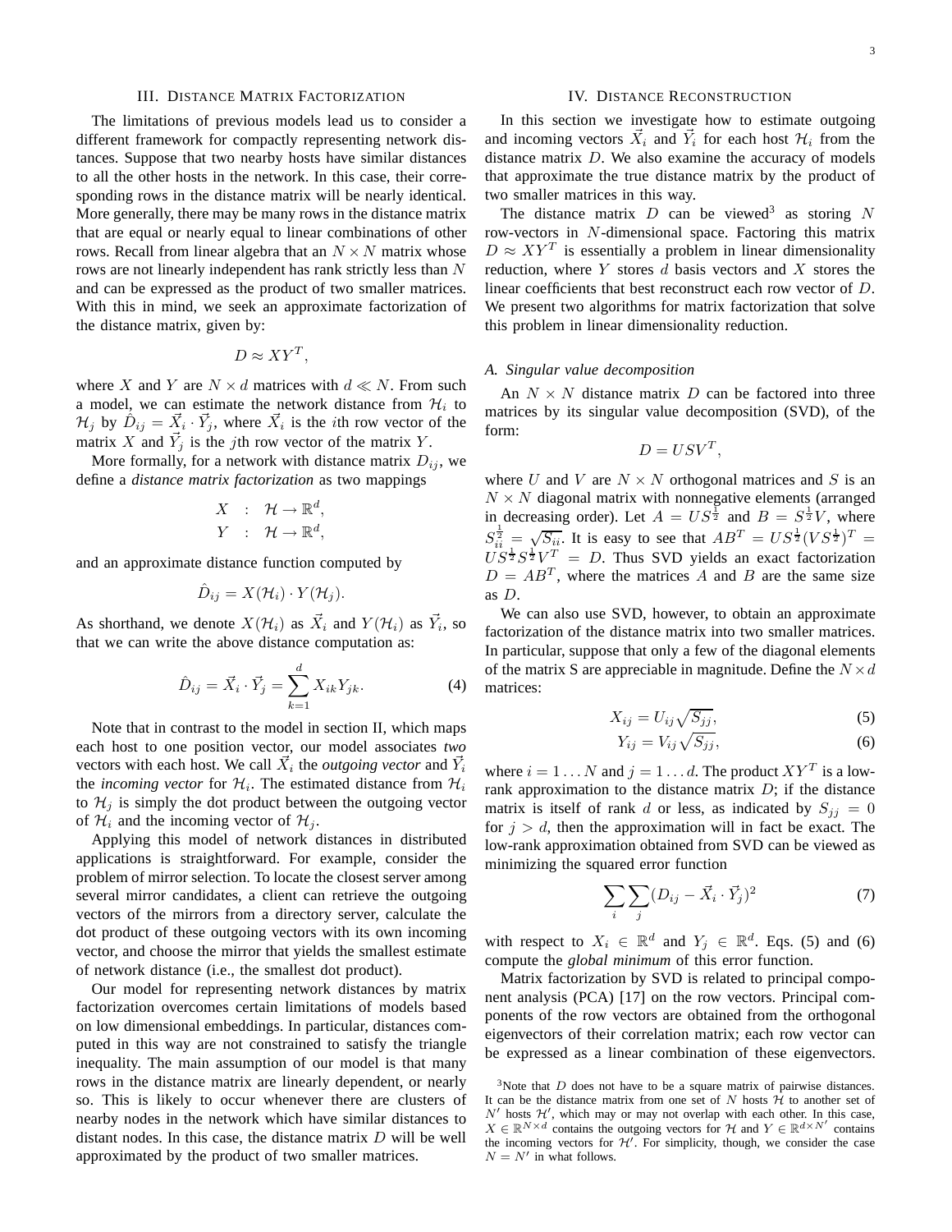## III. Distance Matrix Factorization

The limitations of previous models lead us to consider a different framework for compactly representing network distances. Suppose that two nearby hosts have similar distances to all the other hosts in the network. In this case, their corresponding rows in the distance matrix will be nearly identical. More generally, there may be many rows in the distance matrix that are equal or nearly equal to linear combinations of other rows. Recall from linear algebra that an $N \times N$ matrix whose rows are not linearly independent has rank strictly less than $N$ and can be expressed as the product of two smaller matrices. With this in mind, we seek an approximate factorization of the distance matrix, given by:

$$D \approx XY^T,$$

where $X$ and $Y$ are $N \times d$ matrices with $d \ll N$. From such a model, we can estimate the network distance from $\mathcal{H}_i$ to $\mathcal{H}_j$ by $\hat{D}_{ij} = \vec{X}_i \cdot \vec{Y}_j$, where $\vec{X}_i$ is the $i$th row vector of the matrix $X$ and $\vec{Y}_j$ is the $j$th row vector of the matrix $Y$.

More formally, for a network with distance matrix $D_{ij}$, we define a *distance matrix factorization* as two mappings

$$\begin{aligned} X &: \mathcal{H} \rightarrow \mathbb{R}^d, \\ Y &: \mathcal{H} \rightarrow \mathbb{R}^d, \end{aligned}$$

and an approximate distance function computed by

$$\hat{D}_{ij} = X(\mathcal{H}_i) \cdot Y(\mathcal{H}_j).$$

As shorthand, we denote $X(\mathcal{H}_i)$ as $\vec{X}_i$ and $Y(\mathcal{H}_i)$ as $\vec{Y}_i$, so that we can write the above distance computation as:

$$\hat{D}_{ij} = \vec{X}_i \cdot \vec{Y}_j = \sum_{k=1}^{d} X_{ik} Y_{jk}. \tag{4}$$

Note that in contrast to the model in section II, which maps each host to one position vector, our model associates *two* vectors with each host. We call $\vec{X}_i$ the *outgoing vector* and $\vec{Y}_i$ the *incoming vector* for $\mathcal{H}_i$. The estimated distance from $\mathcal{H}_i$ to $\mathcal{H}_j$ is simply the dot product between the outgoing vector of $\mathcal{H}_i$ and the incoming vector of $\mathcal{H}_j$.

Applying this model of network distances in distributed applications is straightforward. For example, consider the problem of mirror selection. To locate the closest server among several mirror candidates, a client can retrieve the outgoing vectors of the mirrors from a directory server, calculate the dot product of these outgoing vectors with its own incoming vector, and choose the mirror that yields the smallest estimate of network distance (i.e., the smallest dot product).

Our model for representing network distances by matrix factorization overcomes certain limitations of models based on low dimensional embeddings. In particular, distances computed in this way are not constrained to satisfy the triangle inequality. The main assumption of our model is that many rows in the distance matrix are linearly dependent, or nearly so. This is likely to occur whenever there are clusters of nearby nodes in the network which have similar distances to distant nodes. In this case, the distance matrix $D$ will be well approximated by the product of two smaller matrices.

## IV. Distance Reconstruction

In this section we investigate how to estimate outgoing and incoming vectors $\vec{X}_i$ and $\vec{Y}_i$ for each host $\mathcal{H}_i$ from the distance matrix $D$. We also examine the accuracy of models that approximate the true distance matrix by the product of two smaller matrices in this way.

The distance matrix $D$ can be viewed[3] as storing $N$ row-vectors in $N$-dimensional space. Factoring this matrix $D \approx XY^T$ is essentially a problem in linear dimensionality reduction, where $Y$ stores $d$ basis vectors and $X$ stores the linear coefficients that best reconstruct each row vector of $D$. We present two algorithms for matrix factorization that solve this problem in linear dimensionality reduction.

### A. Singular value decomposition

An $N \times N$ distance matrix $D$ can be factored into three matrices by its singular value decomposition (SVD), of the form:

$$D = USV^T,$$

where $U$ and $V$ are $N \times N$ orthogonal matrices and $S$ is an $N \times N$ diagonal matrix with nonnegative elements (arranged in decreasing order). Let $A = US^{\frac{1}{2}}$ and $B = S^{\frac{1}{2}}V$, where $S^{\frac{1}{2}}_{ii} = \sqrt{S_{ii}}$. It is easy to see that $AB^T = US^{\frac{1}{2}}(VS^{\frac{1}{2}})^T = US^{\frac{1}{2}}S^{\frac{1}{2}}V^T = D$. Thus SVD yields an exact factorization $D = AB^T$, where the matrices $A$ and $B$ are the same size as $D$.

We can also use SVD, however, to obtain an approximate factorization of the distance matrix into two smaller matrices. In particular, suppose that only a few of the diagonal elements of the matrix S are appreciable in magnitude. Define the $N \times d$ matrices:

$$X_{ij} = U_{ij}\sqrt{S_{jj}}, \tag{5}$$

$$Y_{ij} = V_{ij}\sqrt{S_{jj}}, \tag{6}$$

where $i = 1 \ldots N$ and $j = 1 \ldots d$. The product $XY^T$ is a low-rank approximation to the distance matrix $D$; if the distance matrix is itself of rank $d$ or less, as indicated by $S_{jj} = 0$ for $j > d$, then the approximation will in fact be exact. The low-rank approximation obtained from SVD can be viewed as minimizing the squared error function

$$\sum_i \sum_j (D_{ij} - \vec{X}_i \cdot \vec{Y}_j)^2 \tag{7}$$

with respect to $X_i \in \mathbb{R}^d$ and $Y_j \in \mathbb{R}^d$. Eqs. (5) and (6) compute the *global minimum* of this error function.

Matrix factorization by SVD is related to principal component analysis (PCA) [17] on the row vectors. Principal components of the row vectors are obtained from the orthogonal eigenvectors of their correlation matrix; each row vector can be expressed as a linear combination of these eigenvectors.

[3] Note that $D$ does not have to be a square matrix of pairwise distances. It can be the distance matrix from one set of $N$ hosts $\mathcal{H}$ to another set of $N'$ hosts $\mathcal{H}'$, which may or may not overlap with each other. In this case, $X \in \mathbb{R}^{N \times d}$ contains the outgoing vectors for $\mathcal{H}$ and $Y \in \mathbb{R}^{d \times N'}$ contains the incoming vectors for $\mathcal{H}'$. For simplicity, though, we consider the case $N = N'$ in what follows.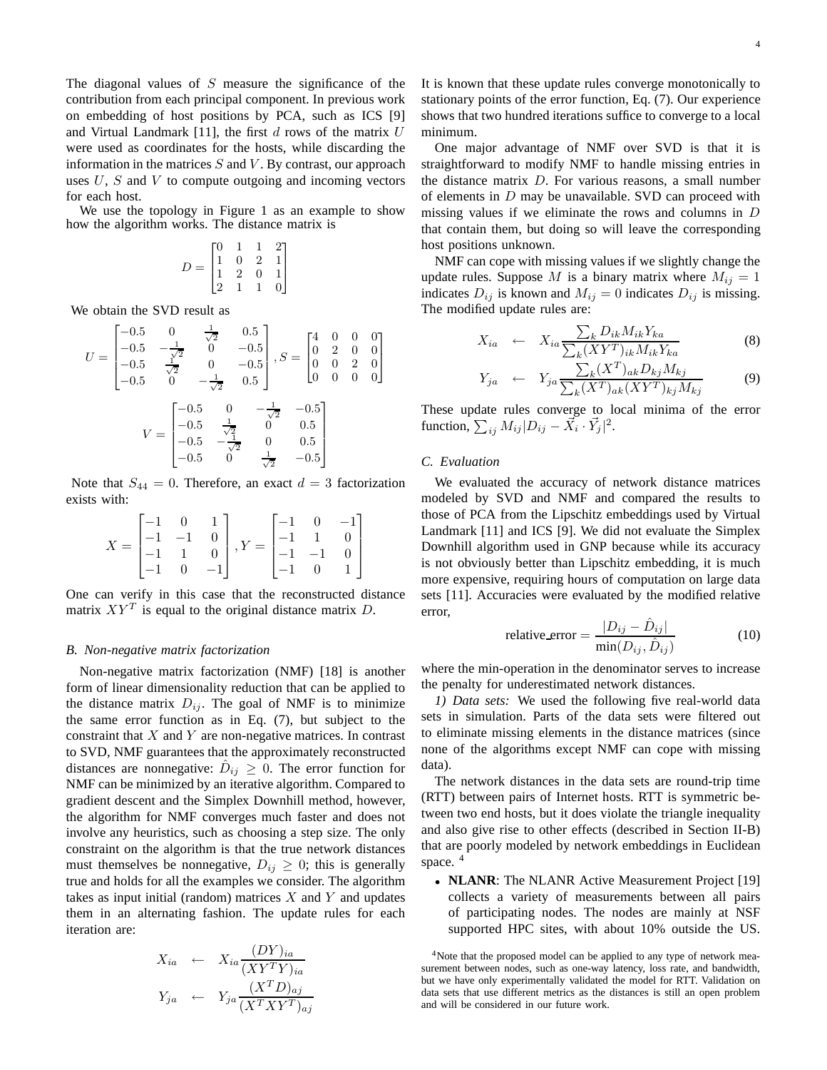The diagonal values of $S$ measure the significance of the contribution from each principal component. In previous work on embedding of host positions by PCA, such as ICS [9] and Virtual Landmark [11], the first $d$ rows of the matrix $U$ were used as coordinates for the hosts, while discarding the information in the matrices $S$ and $V$. By contrast, our approach uses $U$, $S$ and $V$ to compute outgoing and incoming vectors for each host.

We use the topology in Figure 1 as an example to show how the algorithm works. The distance matrix is

$$D = \begin{bmatrix} 0 & 1 & 1 & 2 \\ 1 & 0 & 2 & 1 \\ 1 & 2 & 0 & 1 \\ 2 & 1 & 1 & 0 \end{bmatrix}$$

We obtain the SVD result as

$$U = \begin{bmatrix} -0.5 & 0 & \frac{1}{\sqrt{2}} & 0.5 \\ -0.5 & -\frac{1}{\sqrt{2}} & 0 & -0.5 \\ -0.5 & \frac{1}{\sqrt{2}} & 0 & -0.5 \\ -0.5 & 0 & -\frac{1}{\sqrt{2}} & 0.5 \end{bmatrix}, S = \begin{bmatrix} 4 & 0 & 0 & 0 \\ 0 & 2 & 0 & 0 \\ 0 & 0 & 2 & 0 \\ 0 & 0 & 0 & 0 \end{bmatrix}$$

$$V = \begin{bmatrix} -0.5 & 0 & -\frac{1}{\sqrt{2}} & -0.5 \\ -0.5 & \frac{1}{\sqrt{2}} & 0 & 0.5 \\ -0.5 & -\frac{1}{\sqrt{2}} & 0 & 0.5 \\ -0.5 & 0 & \frac{1}{\sqrt{2}} & -0.5 \end{bmatrix}$$

Note that $S_{44} = 0$. Therefore, an exact $d = 3$ factorization exists with:

$$X = \begin{bmatrix} -1 & 0 & 1 \\ -1 & -1 & 0 \\ -1 & 1 & 0 \\ -1 & 0 & -1 \end{bmatrix}, Y = \begin{bmatrix} -1 & 0 & -1 \\ -1 & 1 & 0 \\ -1 & -1 & 0 \\ -1 & 0 & 1 \end{bmatrix}$$

One can verify in this case that the reconstructed distance matrix $XY^T$ is equal to the original distance matrix $D$.

### *B. Non-negative matrix factorization*

Non-negative matrix factorization (NMF) [18] is another form of linear dimensionality reduction that can be applied to the distance matrix $D_{ij}$. The goal of NMF is to minimize the same error function as in Eq. (7), but subject to the constraint that $X$ and $Y$ are non-negative matrices. In contrast to SVD, NMF guarantees that the approximately reconstructed distances are nonnegative: $\hat{D}_{ij} \geq 0$. The error function for NMF can be minimized by an iterative algorithm. Compared to gradient descent and the Simplex Downhill method, however, the algorithm for NMF converges much faster and does not involve any heuristics, such as choosing a step size. The only constraint on the algorithm is that the true network distances must themselves be nonnegative, $D_{ij} \geq 0$; this is generally true and holds for all the examples we consider. The algorithm takes as input initial (random) matrices $X$ and $Y$ and updates them in an alternating fashion. The update rules for each iteration are:

$$X_{ia} \leftarrow X_{ia} \frac{(DY)_{ia}}{(XY^T Y)_{ia}}$$

$$Y_{ja} \leftarrow Y_{ja} \frac{(X^T D)_{aj}}{(X^T XY^T)_{aj}}$$

It is known that these update rules converge monotonically to stationary points of the error function, Eq. (7). Our experience shows that two hundred iterations suffice to converge to a local minimum.

One major advantage of NMF over SVD is that it is straightforward to modify NMF to handle missing entries in the distance matrix $D$. For various reasons, a small number of elements in $D$ may be unavailable. SVD can proceed with missing values if we eliminate the rows and columns in $D$ that contain them, but doing so will leave the corresponding host positions unknown.

NMF can cope with missing values if we slightly change the update rules. Suppose $M$ is a binary matrix where $M_{ij} = 1$ indicates $D_{ij}$ is known and $M_{ij} = 0$ indicates $D_{ij}$ is missing. The modified update rules are:

$$X_{ia} \leftarrow X_{ia} \frac{\sum_k D_{ik} M_{ik} Y_{ka}}{\sum_k (XY^T)_{ik} M_{ik} Y_{ka}} \quad (8)$$

$$Y_{ja} \leftarrow Y_{ja} \frac{\sum_k (X^T)_{ak} D_{kj} M_{kj}}{\sum_k (X^T)_{ak} (XY^T)_{kj} M_{kj}} \quad (9)$$

These update rules converge to local minima of the error function, $\sum_{ij} M_{ij} |D_{ij} - \vec{X}_i \cdot \vec{Y}_j|^2$.

### *C. Evaluation*

We evaluated the accuracy of network distance matrices modeled by SVD and NMF and compared the results to those of PCA from the Lipschitz embeddings used by Virtual Landmark [11] and ICS [9]. We did not evaluate the Simplex Downhill algorithm used in GNP because while its accuracy is not obviously better than Lipschitz embedding, it is much more expensive, requiring hours of computation on large data sets [11]. Accuracies were evaluated by the modified relative error,

$$\text{relative\_error} = \frac{|D_{ij} - \hat{D}_{ij}|}{\min(D_{ij}, \hat{D}_{ij})} \quad (10)$$

where the min-operation in the denominator serves to increase the penalty for underestimated network distances.

*1) Data sets:* We used the following five real-world data sets in simulation. Parts of the data sets were filtered out to eliminate missing elements in the distance matrices (since none of the algorithms except NMF can cope with missing data).

The network distances in the data sets are round-trip time (RTT) between pairs of Internet hosts. RTT is symmetric between two end hosts, but it does violate the triangle inequality and also give rise to other effects (described in Section II-B) that are poorly modeled by network embeddings in Euclidean space. [4]

- **NLANR**: The NLANR Active Measurement Project [19] collects a variety of measurements between all pairs of participating nodes. The nodes are mainly at NSF supported HPC sites, with about 10% outside the US.

[4] Note that the proposed model can be applied to any type of network measurement between nodes, such as one-way latency, loss rate, and bandwidth, but we have only experimentally validated the model for RTT. Validation on data sets that use different metrics as the distances is still an open problem and will be considered in our future work.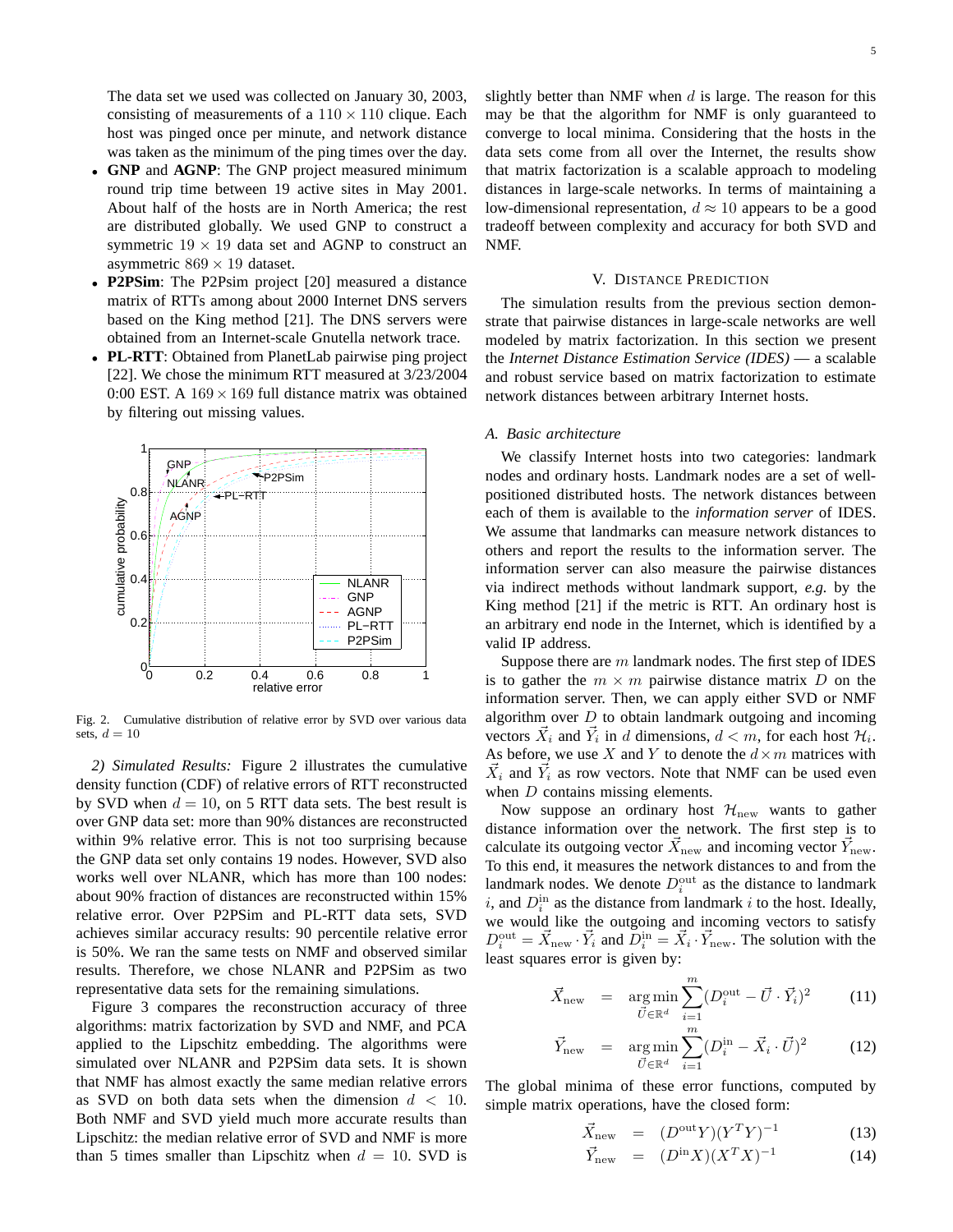The data set we used was collected on January 30, 2003, consisting of measurements of a $110 \times 110$ clique. Each host was pinged once per minute, and network distance was taken as the minimum of the ping times over the day.

- **GNP** and **AGNP**: The GNP project measured minimum round trip time between 19 active sites in May 2001. About half of the hosts are in North America; the rest are distributed globally. We used GNP to construct a symmetric $19 \times 19$ data set and AGNP to construct an asymmetric $869 \times 19$ dataset.
- **P2PSim**: The P2Psim project [20] measured a distance matrix of RTTs among about 2000 Internet DNS servers based on the King method [21]. The DNS servers were obtained from an Internet-scale Gnutella network trace.
- **PL-RTT**: Obtained from PlanetLab pairwise ping project [22]. We chose the minimum RTT measured at 3/23/2004 0:00 EST. A $169 \times 169$ full distance matrix was obtained by filtering out missing values.

Fig. 2. Cumulative distribution of relative error by SVD over various data sets, $d = 10$

*2) Simulated Results:* Figure 2 illustrates the cumulative density function (CDF) of relative errors of RTT reconstructed by SVD when $d = 10$, on 5 RTT data sets. The best result is over GNP data set: more than 90% distances are reconstructed within 9% relative error. This is not too surprising because the GNP data set only contains 19 nodes. However, SVD also works well over NLANR, which has more than 100 nodes: about 90% fraction of distances are reconstructed within 15% relative error. Over P2PSim and PL-RTT data sets, SVD achieves similar accuracy results: 90 percentile relative error is 50%. We ran the same tests on NMF and observed similar results. Therefore, we chose NLANR and P2PSim as two representative data sets for the remaining simulations.

Figure 3 compares the reconstruction accuracy of three algorithms: matrix factorization by SVD and NMF, and PCA applied to the Lipschitz embedding. The algorithms were simulated over NLANR and P2PSim data sets. It is shown that NMF has almost exactly the same median relative errors as SVD on both data sets when the dimension $d < 10$. Both NMF and SVD yield much more accurate results than Lipschitz: the median relative error of SVD and NMF is more than 5 times smaller than Lipschitz when $d = 10$. SVD is slightly better than NMF when $d$ is large. The reason for this may be that the algorithm for NMF is only guaranteed to converge to local minima. Considering that the hosts in the data sets come from all over the Internet, the results show that matrix factorization is a scalable approach to modeling distances in large-scale networks. In terms of maintaining a low-dimensional representation, $d \approx 10$ appears to be a good tradeoff between complexity and accuracy for both SVD and NMF.

## V. Distance Prediction

The simulation results from the previous section demonstrate that pairwise distances in large-scale networks are well modeled by matrix factorization. In this section we present the *Internet Distance Estimation Service (IDES)* — a scalable and robust service based on matrix factorization to estimate network distances between arbitrary Internet hosts.

### A. Basic architecture

We classify Internet hosts into two categories: landmark nodes and ordinary hosts. Landmark nodes are a set of well-positioned distributed hosts. The network distances between each of them is available to the *information server* of IDES. We assume that landmarks can measure network distances to others and report the results to the information server. The information server can also measure the pairwise distances via indirect methods without landmark support, *e.g.* by the King method [21] if the metric is RTT. An ordinary host is an arbitrary end node in the Internet, which is identified by a valid IP address.

Suppose there are $m$ landmark nodes. The first step of IDES is to gather the $m \times m$ pairwise distance matrix $D$ on the information server. Then, we can apply either SVD or NMF algorithm over $D$ to obtain landmark outgoing and incoming vectors $\vec{X}_i$ and $\vec{Y}_i$ in $d$ dimensions, $d < m$, for each host $\mathcal{H}_i$. As before, we use $X$ and $Y$ to denote the $d \times m$ matrices with $\vec{X}_i$ and $\vec{Y}_i$ as row vectors. Note that NMF can be used even when $D$ contains missing elements.

Now suppose an ordinary host $\mathcal{H}_{\text{new}}$ wants to gather distance information over the network. The first step is to calculate its outgoing vector $\vec{X}_{\text{new}}$ and incoming vector $\vec{Y}_{\text{new}}$. To this end, it measures the network distances to and from the landmark nodes. We denote $D_i^{\text{out}}$ as the distance to landmark $i$, and $D_i^{\text{in}}$ as the distance from landmark $i$ to the host. Ideally, we would like the outgoing and incoming vectors to satisfy $D_i^{\text{out}} = \vec{X}_{\text{new}} \cdot \vec{Y}_i$ and $D_i^{\text{in}} = \vec{X}_i \cdot \vec{Y}_{\text{new}}$. The solution with the least squares error is given by:

$$\vec{X}_{\text{new}} = \underset{\vec{U} \in \mathbb{R}^d}{\arg\min} \sum_{i=1}^{m} (D_i^{\text{out}} - \vec{U} \cdot \vec{Y}_i)^2 \tag{11}$$

$$\vec{Y}_{\text{new}} = \underset{\vec{U} \in \mathbb{R}^d}{\arg\min} \sum_{i=1}^{m} (D_i^{\text{in}} - \vec{X}_i \cdot \vec{U})^2 \tag{12}$$

The global minima of these error functions, computed by simple matrix operations, have the closed form:

$$\vec{X}_{\text{new}} = (D^{\text{out}} Y)(Y^T Y)^{-1} \tag{13}$$

$$\vec{Y}_{\text{new}} = (D^{\text{in}} X)(X^T X)^{-1} \tag{14}$$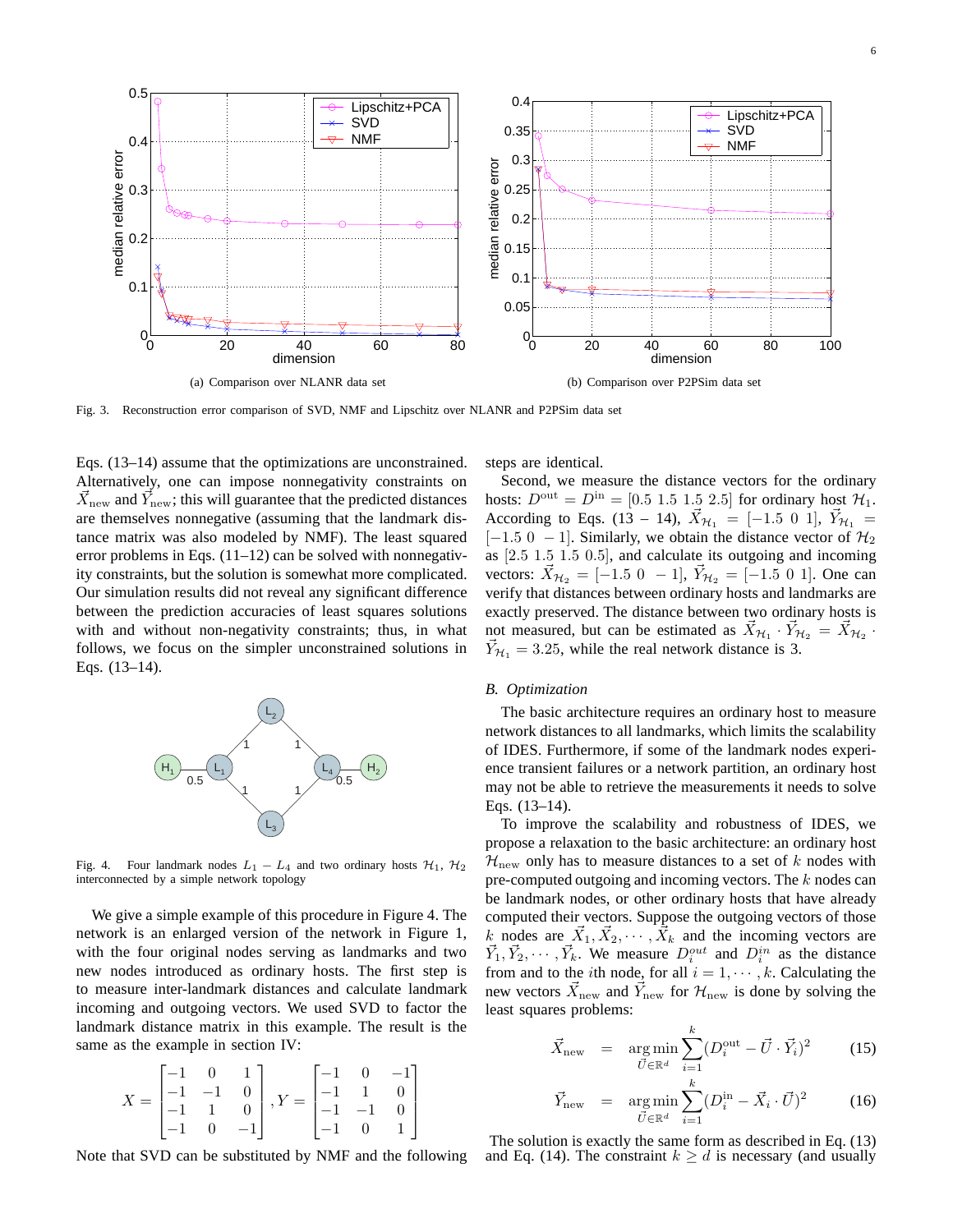(a) Comparison over NLANR data set

(b) Comparison over P2PSim data set

Fig. 3. Reconstruction error comparison of SVD, NMF and Lipschitz over NLANR and P2PSim data set

Eqs. (13–14) assume that the optimizations are unconstrained. Alternatively, one can impose nonnegativity constraints on $\vec{X}_{\text{new}}$ and $\vec{Y}_{\text{new}}$; this will guarantee that the predicted distances are themselves nonnegative (assuming that the landmark distance matrix was also modeled by NMF). The least squared error problems in Eqs. (11–12) can be solved with nonnegativity constraints, but the solution is somewhat more complicated. Our simulation results did not reveal any significant difference between the prediction accuracies of least squares solutions with and without non-negativity constraints; thus, in what follows, we focus on the simpler unconstrained solutions in Eqs. (13–14).

Fig. 4. Four landmark nodes $L_1 - L_4$ and two ordinary hosts $\mathcal{H}_1$, $\mathcal{H}_2$ interconnected by a simple network topology

We give a simple example of this procedure in Figure 4. The network is an enlarged version of the network in Figure 1, with the four original nodes serving as landmarks and two new nodes introduced as ordinary hosts. The first step is to measure inter-landmark distances and calculate landmark incoming and outgoing vectors. We used SVD to factor the landmark distance matrix in this example. The result is the same as the example in section IV:

$$X = \begin{bmatrix} -1 & 0 & 1 \\ -1 & -1 & 0 \\ -1 & 1 & 0 \\ -1 & 0 & -1 \end{bmatrix}, Y = \begin{bmatrix} -1 & 0 & -1 \\ -1 & 1 & 0 \\ -1 & -1 & 0 \\ -1 & 0 & 1 \end{bmatrix}$$

Note that SVD can be substituted by NMF and the following steps are identical.

Second, we measure the distance vectors for the ordinary hosts: $D^{\text{out}} = D^{\text{in}} = [0.5\ 1.5\ 1.5\ 2.5]$ for ordinary host $\mathcal{H}_1$. According to Eqs. (13 – 14), $\vec{X}_{\mathcal{H}_1} = [-1.5\ 0\ 1]$, $\vec{Y}_{\mathcal{H}_1} = [-1.5\ 0\ -1]$. Similarly, we obtain the distance vector of $\mathcal{H}_2$ as $[2.5\ 1.5\ 1.5\ 0.5]$, and calculate its outgoing and incoming vectors: $\vec{X}_{\mathcal{H}_2} = [-1.5\ 0\ -1]$, $\vec{Y}_{\mathcal{H}_2} = [-1.5\ 0\ 1]$. One can verify that distances between ordinary hosts and landmarks are exactly preserved. The distance between two ordinary hosts is not measured, but can be estimated as $\vec{X}_{\mathcal{H}_1} \cdot \vec{Y}_{\mathcal{H}_2} = \vec{X}_{\mathcal{H}_2} \cdot \vec{Y}_{\mathcal{H}_1} = 3.25$, while the real network distance is 3.

### *B. Optimization*

The basic architecture requires an ordinary host to measure network distances to all landmarks, which limits the scalability of IDES. Furthermore, if some of the landmark nodes experience transient failures or a network partition, an ordinary host may not be able to retrieve the measurements it needs to solve Eqs. (13–14).

To improve the scalability and robustness of IDES, we propose a relaxation to the basic architecture: an ordinary host $\mathcal{H}_{\text{new}}$ only has to measure distances to a set of $k$ nodes with pre-computed outgoing and incoming vectors. The $k$ nodes can be landmark nodes, or other ordinary hosts that have already computed their vectors. Suppose the outgoing vectors of those $k$ nodes are $\vec{X}_1, \vec{X}_2, \cdots, \vec{X}_k$ and the incoming vectors are $\vec{Y}_1, \vec{Y}_2, \cdots, \vec{Y}_k$. We measure $D_i^{out}$ and $D_i^{in}$ as the distance from and to the $i$th node, for all $i = 1, \cdots, k$. Calculating the new vectors $\vec{X}_{\text{new}}$ and $\vec{Y}_{\text{new}}$ for $\mathcal{H}_{\text{new}}$ is done by solving the least squares problems:

$$\vec{X}_{\text{new}} = \underset{\vec{U} \in \mathbb{R}^d}{\arg\min} \sum_{i=1}^{k} (D_i^{\text{out}} - \vec{U} \cdot \vec{Y}_i)^2 \qquad (15)$$

$$\vec{Y}_{\text{new}} = \underset{\vec{U} \in \mathbb{R}^d}{\arg\min} \sum_{i=1}^{k} (D_i^{\text{in}} - \vec{X}_i \cdot \vec{U})^2 \qquad (16)$$

The solution is exactly the same form as described in Eq. (13) and Eq. (14). The constraint $k \geq d$ is necessary (and usually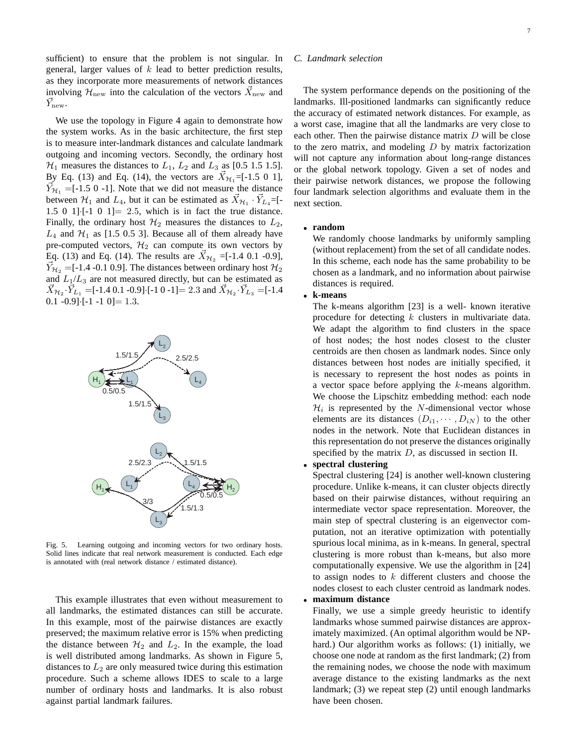sufficient) to ensure that the problem is not singular. In general, larger values of $k$ lead to better prediction results, as they incorporate more measurements of network distances involving $\mathcal{H}_{\text{new}}$ into the calculation of the vectors $\vec{X}_{\text{new}}$ and $\vec{Y}_{\text{new}}$.

We use the topology in Figure 4 again to demonstrate how the system works. As in the basic architecture, the first step is to measure inter-landmark distances and calculate landmark outgoing and incoming vectors. Secondly, the ordinary host $\mathcal{H}_1$ measures the distances to $L_1$, $L_2$ and $L_3$ as [0.5 1.5 1.5]. By Eq. (13) and Eq. (14), the vectors are $\vec{X}_{\mathcal{H}_1}$=[-1.5 0 1], $\vec{Y}_{\mathcal{H}_1}$ =[-1.5 0 -1]. Note that we did not measure the distance between $\mathcal{H}_1$ and $L_4$, but it can be estimated as $\vec{X}_{\mathcal{H}_1} \cdot \vec{Y}_{L_4}$=[-1.5 0 1]·[-1 0 1]$= 2.5$, which is in fact the true distance. Finally, the ordinary host $\mathcal{H}_2$ measures the distances to $L_2$, $L_4$ and $\mathcal{H}_1$ as [1.5 0.5 3]. Because all of them already have pre-computed vectors, $\mathcal{H}_2$ can compute its own vectors by Eq. (13) and Eq. (14). The results are $\vec{X}_{\mathcal{H}_2}$ =[-1.4 0.1 -0.9], $\vec{Y}_{\mathcal{H}_2}$ =[-1.4 -0.1 0.9]. The distances between ordinary host $\mathcal{H}_2$ and $L_1$/$L_3$ are not measured directly, but can be estimated as $\vec{X}_{\mathcal{H}_2} \cdot \vec{Y}_{L_1}$ =[-1.4 0.1 -0.9]·[-1 0 -1]$= 2.3$ and $\vec{X}_{\mathcal{H}_2} \cdot \vec{Y}_{L_3}$ =[-1.4 0.1 -0.9]·[-1 -1 0]$= 1.3$.

Fig. 5. Learning outgoing and incoming vectors for two ordinary hosts. Solid lines indicate that real network measurement is conducted. Each edge is annotated with (real network distance / estimated distance).

This example illustrates that even without measurement to all landmarks, the estimated distances can still be accurate. In this example, most of the pairwise distances are exactly preserved; the maximum relative error is 15% when predicting the distance between $\mathcal{H}_2$ and $L_2$. In the example, the load is well distributed among landmarks. As shown in Figure 5, distances to $L_2$ are only measured twice during this estimation procedure. Such a scheme allows IDES to scale to a large number of ordinary hosts and landmarks. It is also robust against partial landmark failures.

### C. Landmark selection

The system performance depends on the positioning of the landmarks. Ill-positioned landmarks can significantly reduce the accuracy of estimated network distances. For example, as a worst case, imagine that all the landmarks are very close to each other. Then the pairwise distance matrix $D$ will be close to the zero matrix, and modeling $D$ by matrix factorization will not capture any information about long-range distances or the global network topology. Given a set of nodes and their pairwise network distances, we propose the following four landmark selection algorithms and evaluate them in the next section.

- **random**
  We randomly choose landmarks by uniformly sampling (without replacement) from the set of all candidate nodes. In this scheme, each node has the same probability to be chosen as a landmark, and no information about pairwise distances is required.
- **k-means**
  The k-means algorithm [23] is a well- known iterative procedure for detecting $k$ clusters in multivariate data. We adapt the algorithm to find clusters in the space of host nodes; the host nodes closest to the cluster centroids are then chosen as landmark nodes. Since only distances between host nodes are initially specified, it is necessary to represent the host nodes as points in a vector space before applying the $k$-means algorithm. We choose the Lipschitz embedding method: each node $\mathcal{H}_i$ is represented by the $N$-dimensional vector whose elements are its distances $(D_{i1}, \cdots, D_{iN})$ to the other nodes in the network. Note that Euclidean distances in this representation do not preserve the distances originally specified by the matrix $D$, as discussed in section II.
- **spectral clustering**
  Spectral clustering [24] is another well-known clustering procedure. Unlike k-means, it can cluster objects directly based on their pairwise distances, without requiring an intermediate vector space representation. Moreover, the main step of spectral clustering is an eigenvector computation, not an iterative optimization with potentially spurious local minima, as in k-means. In general, spectral clustering is more robust than k-means, but also more computationally expensive. We use the algorithm in [24] to assign nodes to $k$ different clusters and choose the nodes closest to each cluster centroid as landmark nodes.
- **maximum distance**
  Finally, we use a simple greedy heuristic to identify landmarks whose summed pairwise distances are approximately maximized. (An optimal algorithm would be NP-hard.) Our algorithm works as follows: (1) initially, we choose one node at random as the first landmark; (2) from the remaining nodes, we choose the node with maximum average distance to the existing landmarks as the next landmark; (3) we repeat step (2) until enough landmarks have been chosen.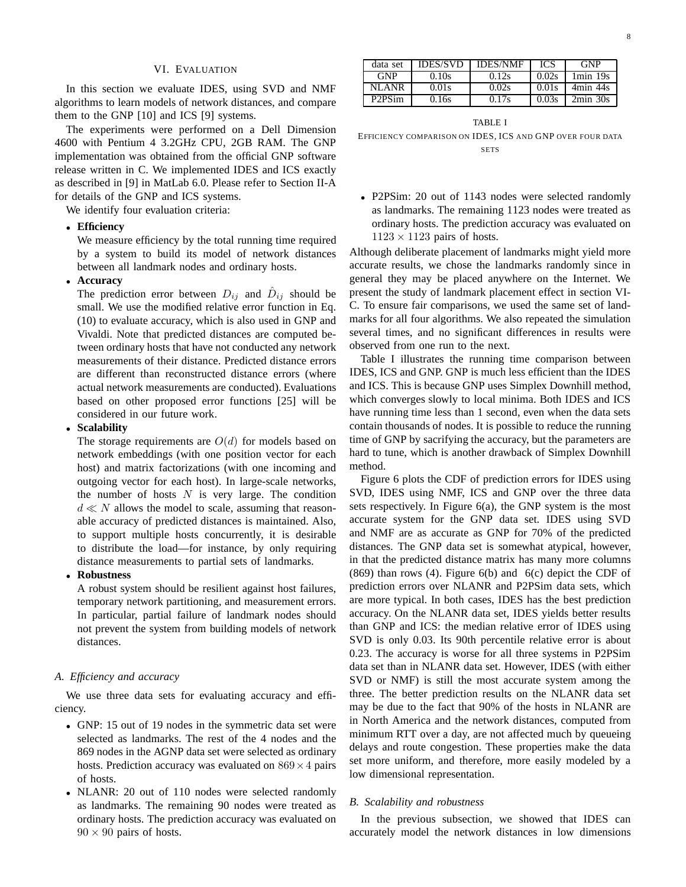## VI. Evaluation

In this section we evaluate IDES, using SVD and NMF algorithms to learn models of network distances, and compare them to the GNP [10] and ICS [9] systems.

The experiments were performed on a Dell Dimension 4600 with Pentium 4 3.2GHz CPU, 2GB RAM. The GNP implementation was obtained from the official GNP software release written in C. We implemented IDES and ICS exactly as described in [9] in MatLab 6.0. Please refer to Section II-A for details of the GNP and ICS systems.

We identify four evaluation criteria:

- **Efficiency**
  We measure efficiency by the total running time required by a system to build its model of network distances between all landmark nodes and ordinary hosts.
- **Accuracy**
  The prediction error between $D_{ij}$ and $\hat{D}_{ij}$ should be small. We use the modified relative error function in Eq. (10) to evaluate accuracy, which is also used in GNP and Vivaldi. Note that predicted distances are computed between ordinary hosts that have not conducted any network measurements of their distance. Predicted distance errors are different than reconstructed distance errors (where actual network measurements are conducted). Evaluations based on other proposed error functions [25] will be considered in our future work.
- **Scalability**
  The storage requirements are $O(d)$ for models based on network embeddings (with one position vector for each host) and matrix factorizations (with one incoming and outgoing vector for each host). In large-scale networks, the number of hosts $N$ is very large. The condition $d \ll N$ allows the model to scale, assuming that reasonable accuracy of predicted distances is maintained. Also, to support multiple hosts concurrently, it is desirable to distribute the load—for instance, by only requiring distance measurements to partial sets of landmarks.
- **Robustness**
  A robust system should be resilient against host failures, temporary network partitioning, and measurement errors. In particular, partial failure of landmark nodes should not prevent the system from building models of network distances.

### A. Efficiency and accuracy

We use three data sets for evaluating accuracy and efficiency.

- GNP: 15 out of 19 nodes in the symmetric data set were selected as landmarks. The rest of the 4 nodes and the 869 nodes in the AGNP data set were selected as ordinary hosts. Prediction accuracy was evaluated on $869 \times 4$ pairs of hosts.
- NLANR: 20 out of 110 nodes were selected randomly as landmarks. The remaining 90 nodes were treated as ordinary hosts. The prediction accuracy was evaluated on $90 \times 90$ pairs of hosts.
- P2PSim: 20 out of 1143 nodes were selected randomly as landmarks. The remaining 1123 nodes were treated as ordinary hosts. The prediction accuracy was evaluated on $1123 \times 1123$ pairs of hosts.

| data set | IDES/SVD | IDES/NMF | ICS | GNP |
|---|---|---|---|---|
| GNP | 0.10s | 0.12s | 0.02s | 1min 19s |
| NLANR | 0.01s | 0.02s | 0.01s | 4min 44s |
| P2PSim | 0.16s | 0.17s | 0.03s | 2min 30s |

TABLE I
Efficiency comparison on IDES, ICS and GNP over four data sets

Although deliberate placement of landmarks might yield more accurate results, we chose the landmarks randomly since in general they may be placed anywhere on the Internet. We present the study of landmark placement effect in section VI-C. To ensure fair comparisons, we used the same set of landmarks for all four algorithms. We also repeated the simulation several times, and no significant differences in results were observed from one run to the next.

Table I illustrates the running time comparison between IDES, ICS and GNP. GNP is much less efficient than the IDES and ICS. This is because GNP uses Simplex Downhill method, which converges slowly to local minima. Both IDES and ICS have running time less than 1 second, even when the data sets contain thousands of nodes. It is possible to reduce the running time of GNP by sacrificing the accuracy, but the parameters are hard to tune, which is another drawback of Simplex Downhill method.

Figure 6 plots the CDF of prediction errors for IDES using SVD, IDES using NMF, ICS and GNP over the three data sets respectively. In Figure 6(a), the GNP system is the most accurate system for the GNP data set. IDES using SVD and NMF are as accurate as GNP for 70% of the predicted distances. The GNP data set is somewhat atypical, however, in that the predicted distance matrix has many more columns (869) than rows (4). Figure 6(b) and 6(c) depict the CDF of prediction errors over NLANR and P2PSim data sets, which are more typical. In both cases, IDES has the best prediction accuracy. On the NLANR data set, IDES yields better results than GNP and ICS: the median relative error of IDES using SVD is only 0.03. Its 90th percentile relative error is about 0.23. The accuracy is worse for all three systems in P2PSim data set than in NLANR data set. However, IDES (with either SVD or NMF) is still the most accurate system among the three. The better prediction results on the NLANR data set may be due to the fact that 90% of the hosts in NLANR are in North America and the network distances, computed from minimum RTT over a day, are not affected much by queueing delays and route congestion. These properties make the data set more uniform, and therefore, more easily modeled by a low dimensional representation.

### B. Scalability and robustness

In the previous subsection, we showed that IDES can accurately model the network distances in low dimensions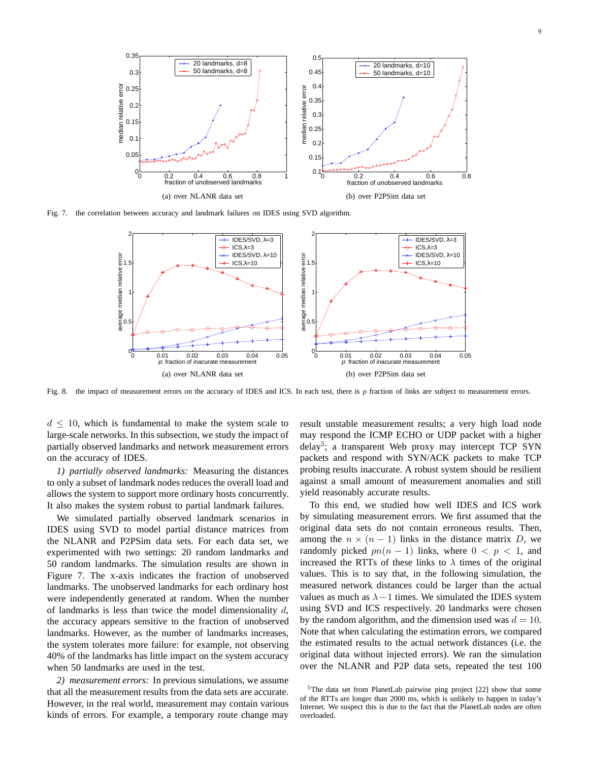(a) over NLANR data set

(b) over P2PSim data set

Fig. 7. the correlation between accuracy and landmark failures on IDES using SVD algorithm.

(a) over NLANR data set

(b) over P2PSim data set

Fig. 8. the impact of measurement errors on the accuracy of IDES and ICS. In each test, there is $p$ fraction of links are subject to measurement errors.

$d \leq 10$, which is fundamental to make the system scale to large-scale networks. In this subsection, we study the impact of partially observed landmarks and network measurement errors on the accuracy of IDES.

*1) partially observed landmarks:* Measuring the distances to only a subset of landmark nodes reduces the overall load and allows the system to support more ordinary hosts concurrently. It also makes the system robust to partial landmark failures.

We simulated partially observed landmark scenarios in IDES using SVD to model partial distance matrices from the NLANR and P2PSim data sets. For each data set, we experimented with two settings: 20 random landmarks and 50 random landmarks. The simulation results are shown in Figure 7. The x-axis indicates the fraction of unobserved landmarks. The unobserved landmarks for each ordinary host were independently generated at random. When the number of landmarks is less than twice the model dimensionality $d$, the accuracy appears sensitive to the fraction of unobserved landmarks. However, as the number of landmarks increases, the system tolerates more failure: for example, not observing 40% of the landmarks has little impact on the system accuracy when 50 landmarks are used in the test.

*2) measurement errors:* In previous simulations, we assume that all the measurement results from the data sets are accurate. However, in the real world, measurement may contain various kinds of errors. For example, a temporary route change may result unstable measurement results; a very high load node may respond the ICMP ECHO or UDP packet with a higher delay[5]; a transparent Web proxy may intercept TCP SYN packets and respond with SYN/ACK packets to make TCP probing results inaccurate. A robust system should be resilient against a small amount of measurement anomalies and still yield reasonably accurate results.

To this end, we studied how well IDES and ICS work by simulating measurement errors. We first assumed that the original data sets do not contain erroneous results. Then, among the $n \times (n-1)$ links in the distance matrix $D$, we randomly picked $pn(n-1)$ links, where $0 < p < 1$, and increased the RTTs of these links to $\lambda$ times of the original values. This is to say that, in the following simulation, the measured network distances could be larger than the actual values as much as $\lambda - 1$ times. We simulated the IDES system using SVD and ICS respectively. 20 landmarks were chosen by the random algorithm, and the dimension used was $d = 10$. Note that when calculating the estimation errors, we compared the estimated results to the actual network distances (i.e. the original data without injected errors). We ran the simulation over the NLANR and P2P data sets, repeated the test 100

[5] The data set from PlanetLab pairwise ping project [22] show that some of the RTTs are longer than 2000 ms, which is unlikely to happen in today's Internet. We suspect this is due to the fact that the PlanetLab nodes are often overloaded.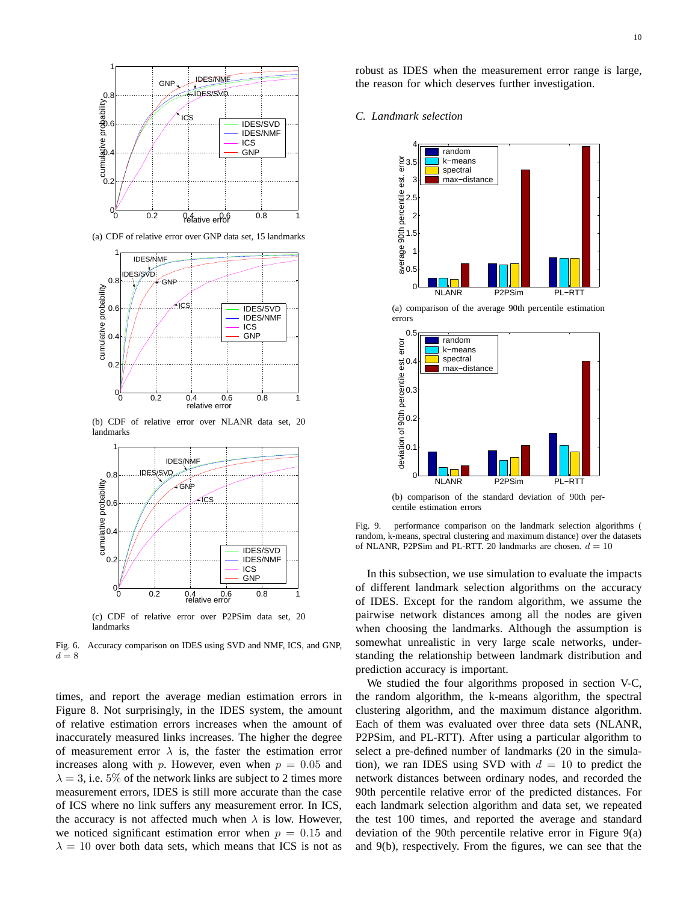(a) CDF of relative error over GNP data set, 15 landmarks

(b) CDF of relative error over NLANR data set, 20 landmarks

(c) CDF of relative error over P2PSim data set, 20 landmarks

Fig. 6. Accuracy comparison on IDES using SVD and NMF, ICS, and GNP, $d = 8$

times, and report the average median estimation errors in Figure 8. Not surprisingly, in the IDES system, the amount of relative estimation errors increases when the amount of inaccurately measured links increases. The higher the degree of measurement error $\lambda$ is, the faster the estimation error increases along with $p$. However, even when $p = 0.05$ and $\lambda = 3$, i.e. 5% of the network links are subject to 2 times more measurement errors, IDES is still more accurate than the case of ICS where no link suffers any measurement error. In ICS, the accuracy is not affected much when $\lambda$ is low. However, we noticed significant estimation error when $p = 0.15$ and $\lambda = 10$ over both data sets, which means that ICS is not as robust as IDES when the measurement error range is large, the reason for which deserves further investigation.

### C. Landmark selection

(a) comparison of the average 90th percentile estimation errors

(b) comparison of the standard deviation of 90th percentile estimation errors

Fig. 9. performance comparison on the landmark selection algorithms ( random, k-means, spectral clustering and maximum distance) over the datasets of NLANR, P2PSim and PL-RTT. 20 landmarks are chosen. $d = 10$

In this subsection, we use simulation to evaluate the impacts of different landmark selection algorithms on the accuracy of IDES. Except for the random algorithm, we assume the pairwise network distances among all the nodes are given when choosing the landmarks. Although the assumption is somewhat unrealistic in very large scale networks, understanding the relationship between landmark distribution and prediction accuracy is important.

We studied the four algorithms proposed in section V-C, the random algorithm, the k-means algorithm, the spectral clustering algorithm, and the maximum distance algorithm. Each of them was evaluated over three data sets (NLANR, P2PSim, and PL-RTT). After using a particular algorithm to select a pre-defined number of landmarks (20 in the simulation), we ran IDES using SVD with $d = 10$ to predict the network distances between ordinary nodes, and recorded the 90th percentile relative error of the predicted distances. For each landmark selection algorithm and data set, we repeated the test 100 times, and reported the average and standard deviation of the 90th percentile relative error in Figure 9(a) and 9(b), respectively. From the figures, we can see that the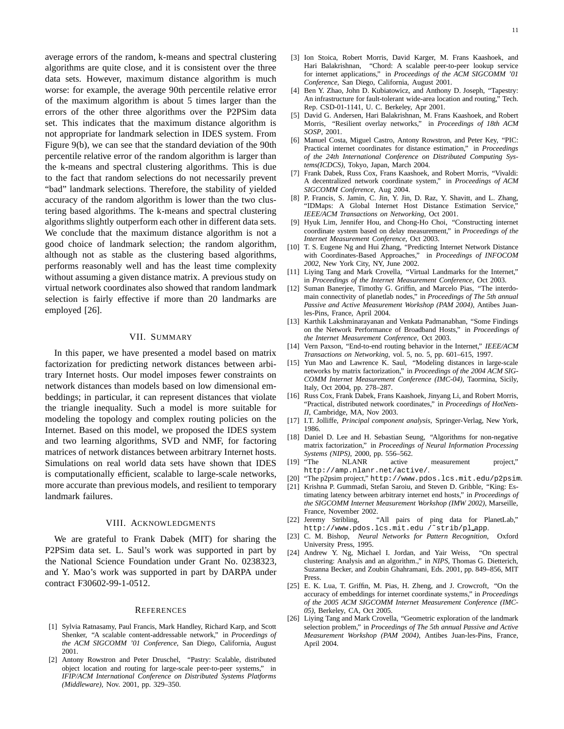average errors of the random, k-means and spectral clustering algorithms are quite close, and it is consistent over the three data sets. However, maximum distance algorithm is much worse: for example, the average 90th percentile relative error of the maximum algorithm is about 5 times larger than the errors of the other three algorithms over the P2PSim data set. This indicates that the maximum distance algorithm is not appropriate for landmark selection in IDES system. From Figure 9(b), we can see that the standard deviation of the 90th percentile relative error of the random algorithm is larger than the k-means and spectral clustering algorithms. This is due to the fact that random selections do not necessarily prevent "bad" landmark selections. Therefore, the stability of yielded accuracy of the random algorithm is lower than the two clustering based algorithms. The k-means and spectral clustering algorithms slightly outperform each other in different data sets. We conclude that the maximum distance algorithm is not a good choice of landmark selection; the random algorithm, although not as stable as the clustering based algorithms, performs reasonably well and has the least time complexity without assuming a given distance matrix. A previous study on virtual network coordinates also showed that random landmark selection is fairly effective if more than 20 landmarks are employed [26].

## VII. SUMMARY

In this paper, we have presented a model based on matrix factorization for predicting network distances between arbitrary Internet hosts. Our model imposes fewer constraints on network distances than models based on low dimensional embeddings; in particular, it can represent distances that violate the triangle inequality. Such a model is more suitable for modeling the topology and complex routing policies on the Internet. Based on this model, we proposed the IDES system and two learning algorithms, SVD and NMF, for factoring matrices of network distances between arbitrary Internet hosts. Simulations on real world data sets have shown that IDES is computationally efficient, scalable to large-scale networks, more accurate than previous models, and resilient to temporary landmark failures.

## VIII. ACKNOWLEDGMENTS

We are grateful to Frank Dabek (MIT) for sharing the P2PSim data set. L. Saul's work was supported in part by the National Science Foundation under Grant No. 0238323, and Y. Mao's work was supported in part by DARPA under contract F30602-99-1-0512.

## REFERENCES

[1] Sylvia Ratnasamy, Paul Francis, Mark Handley, Richard Karp, and Scott Shenker, "A scalable content-addressable network," in *Proceedings of the ACM SIGCOMM '01 Conference*, San Diego, California, August 2001.

[2] Antony Rowstron and Peter Druschel, "Pastry: Scalable, distributed object location and routing for large-scale peer-to-peer systems," in *IFIP/ACM International Conference on Distributed Systems Platforms (Middleware)*, Nov. 2001, pp. 329–350.

[3] Ion Stoica, Robert Morris, David Karger, M. Frans Kaashoek, and Hari Balakrishnan, "Chord: A scalable peer-to-peer lookup service for internet applications," in *Proceedings of the ACM SIGCOMM '01 Conference*, San Diego, California, August 2001.

[4] Ben Y. Zhao, John D. Kubiatowicz, and Anthony D. Joseph, "Tapestry: An infrastructure for fault-tolerant wide-area location and routing," Tech. Rep. CSD-01-1141, U. C. Berkeley, Apr 2001.

[5] David G. Andersen, Hari Balakrishnan, M. Frans Kaashoek, and Robert Morris, "Resilient overlay networks," in *Proceedings of 18th ACM SOSP*, 2001.

[6] Manuel Costa, Miguel Castro, Antony Rowstron, and Peter Key, "PIC: Practical internet coordinates for distance estimation," in *Proceedings of the 24th International Conference on Distributed Computing Systems(ICDCS)*, Tokyo, Japan, March 2004.

[7] Frank Dabek, Russ Cox, Frans Kaashoek, and Robert Morris, "Vivaldi: A decentralized network coordinate system," in *Proceedings of ACM SIGCOMM Conference*, Aug 2004.

[8] P. Francis, S. Jamin, C. Jin, Y. Jin, D. Raz, Y. Shavitt, and L. Zhang, "IDMaps: A Global Internet Host Distance Estimation Service," *IEEE/ACM Transactions on Networking*, Oct 2001.

[9] Hyuk Lim, Jennifer Hou, and Chong-Ho Choi, "Constructing internet coordinate system based on delay measurement," in *Proceedings of the Internet Measurement Conference*, Oct 2003.

[10] T. S. Eugene Ng and Hui Zhang, "Predicting Internet Network Distance with Coordinates-Based Approaches," in *Proceedings of INFOCOM 2002*, New York City, NY, June 2002.

[11] Liying Tang and Mark Crovella, "Virtual Landmarks for the Internet," in *Proceedings of the Internet Measurement Conference*, Oct 2003.

[12] Suman Banerjee, Timothy G. Griffin, and Marcelo Pias, "The interdomain connectivity of planetlab nodes," in *Proceedings of The 5th annual Passive and Active Measurement Workshop (PAM 2004)*, Antibes Juan-les-Pins, France, April 2004.

[13] Karthik Lakshminarayanan and Venkata Padmanabhan, "Some Findings on the Network Performance of Broadband Hosts," in *Proceedings of the Internet Measurement Conference*, Oct 2003.

[14] Vern Paxson, "End-to-end routing behavior in the Internet," *IEEE/ACM Transactions on Networking*, vol. 5, no. 5, pp. 601–615, 1997.

[15] Yun Mao and Lawrence K. Saul, "Modeling distances in large-scale networks by matrix factorization," in *Proceedings of the 2004 ACM SIGCOMM Internet Measurement Conference (IMC-04)*, Taormina, Sicily, Italy, Oct 2004, pp. 278–287.

[16] Russ Cox, Frank Dabek, Frans Kaashoek, Jinyang Li, and Robert Morris, "Practical, distributed network coordinates," in *Proceedings of HotNets-II*, Cambridge, MA, Nov 2003.

[17] I.T. Jolliffe, *Principal component analysis*, Springer-Verlag, New York, 1986.

[18] Daniel D. Lee and H. Sebastian Seung, "Algorithms for non-negative matrix factorization," in *Proceedings of Neural Information Processing Systems (NIPS)*, 2000, pp. 556–562.

[19] "The NLANR active measurement project," http://amp.nlanr.net/active/.

[20] "The p2psim project," http://www.pdos.lcs.mit.edu/p2psim.

[21] Krishna P. Gummadi, Stefan Saroiu, and Steven D. Gribble, "King: Estimating latency between arbitrary internet end hosts," in *Proceedings of the SIGCOMM Internet Measurement Workshop (IMW 2002)*, Marseille, France, November 2002.

[22] Jeremy Stribling, "All pairs of ping data for PlanetLab," http://www.pdos.lcs.mit.edu /~strib/pl_app.

[23] C. M. Bishop, *Neural Networks for Pattern Recognition*, Oxford University Press, 1995.

[24] Andrew Y. Ng, Michael I. Jordan, and Yair Weiss, "On spectral clustering: Analysis and an algorithm.," in *NIPS*, Thomas G. Dietterich, Suzanna Becker, and Zoubin Ghahramani, Eds. 2001, pp. 849–856, MIT Press.

[25] E. K. Lua, T. Griffin, M. Pias, H. Zheng, and J. Crowcroft, "On the accuracy of embeddings for internet coordinate systems," in *Proceedings of the 2005 ACM SIGCOMM Internet Measurement Conference (IMC-05)*, Berkeley, CA, Oct 2005.

[26] Liying Tang and Mark Crovella, "Geometric exploration of the landmark selection problem," in *Proceedings of The 5th annual Passive and Active Measurement Workshop (PAM 2004)*, Antibes Juan-les-Pins, France, April 2004.